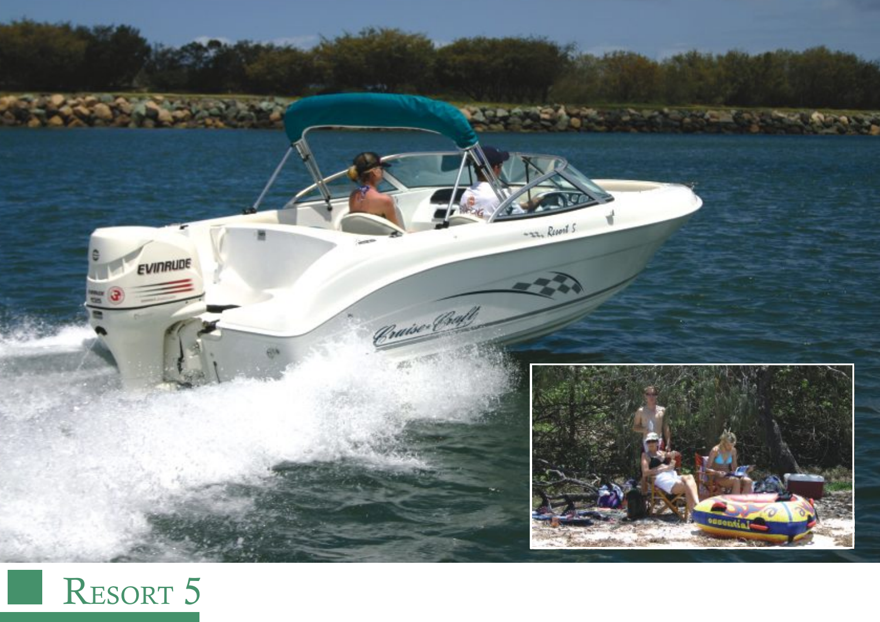# Resort 5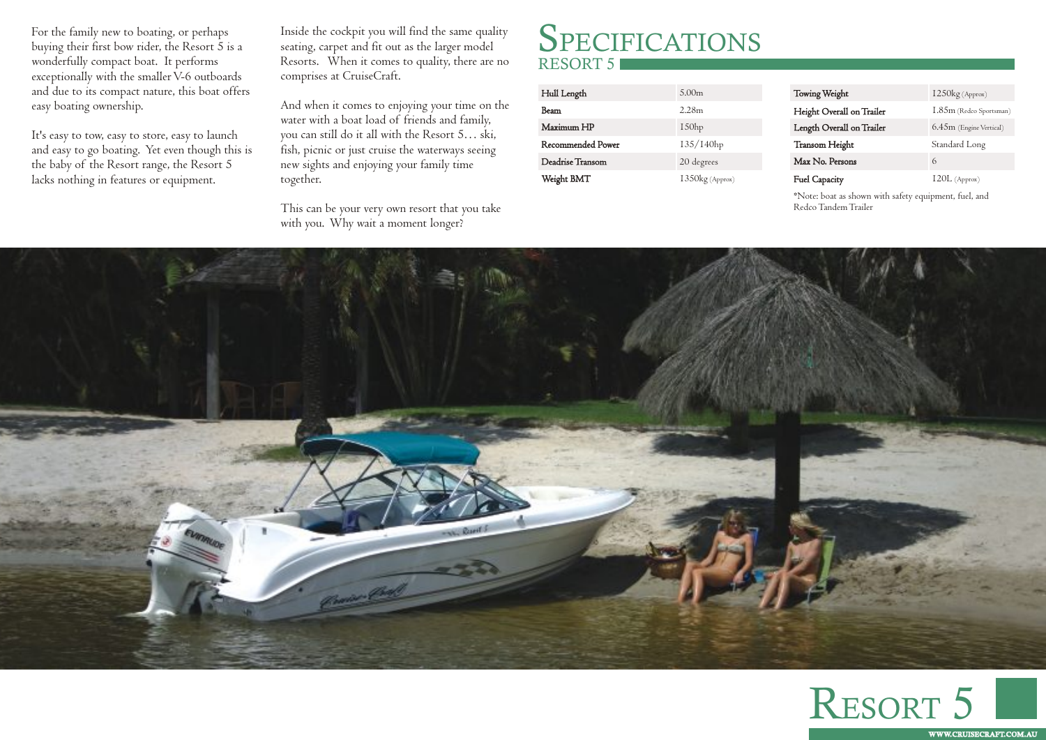For the family new to boating, or perhaps buying their first bow rider, the Resort 5 is a wonderfully compact boat. It performs exceptionally with the smaller V-6 outboards and due to its compact nature, this boat offers easy boating ownership.

It's easy to tow, easy to store, easy to launch and easy to go boating. Yet even though this is the baby of the Resort range, the Resort 5 lacks nothing in features or equipment.

Inside the cockpit you will find the same quality seating, carpet and fit out as the larger model Resorts. When it comes to quality, there are no comprises at CruiseCraft.

And when it comes to enjoying your time on the water with a boat load of friends and family, you can still do it all with the Resort 5… ski, fish, picnic or just cruise the waterways seeing new sights and enjoying your family time together.

This can be your very own resort that you take with you. Why wait a moment longer?

# Specifications

## RESORT 5

| | |
|---|---|
| Hull Length | 5.00m |
| Beam | 2.28m |
| Maximum HP | 150hp |
| Recommended Power | 135/140hp |
| Deadrise Transom | 20 degrees |
| Weight BMT | 1350kg (Approx) |

| | |
|---|---|
| Towing Weight | 1250kg (Approx) |
| Height Overall on Trailer | 1.85m (Redco Sportsman) |
| Length Overall on Trailer | 6.45m (Engine Vertical) |
| Transom Height | Standard Long |
| Max No. Persons | 6 |
| Fuel Capacity | 120L (Approx) |

*Note: boat as shown with safety equipment, fuel, and Redco Tandem Trailer

# Resort 5

WWW.CRUISECRAFT.COM.AU